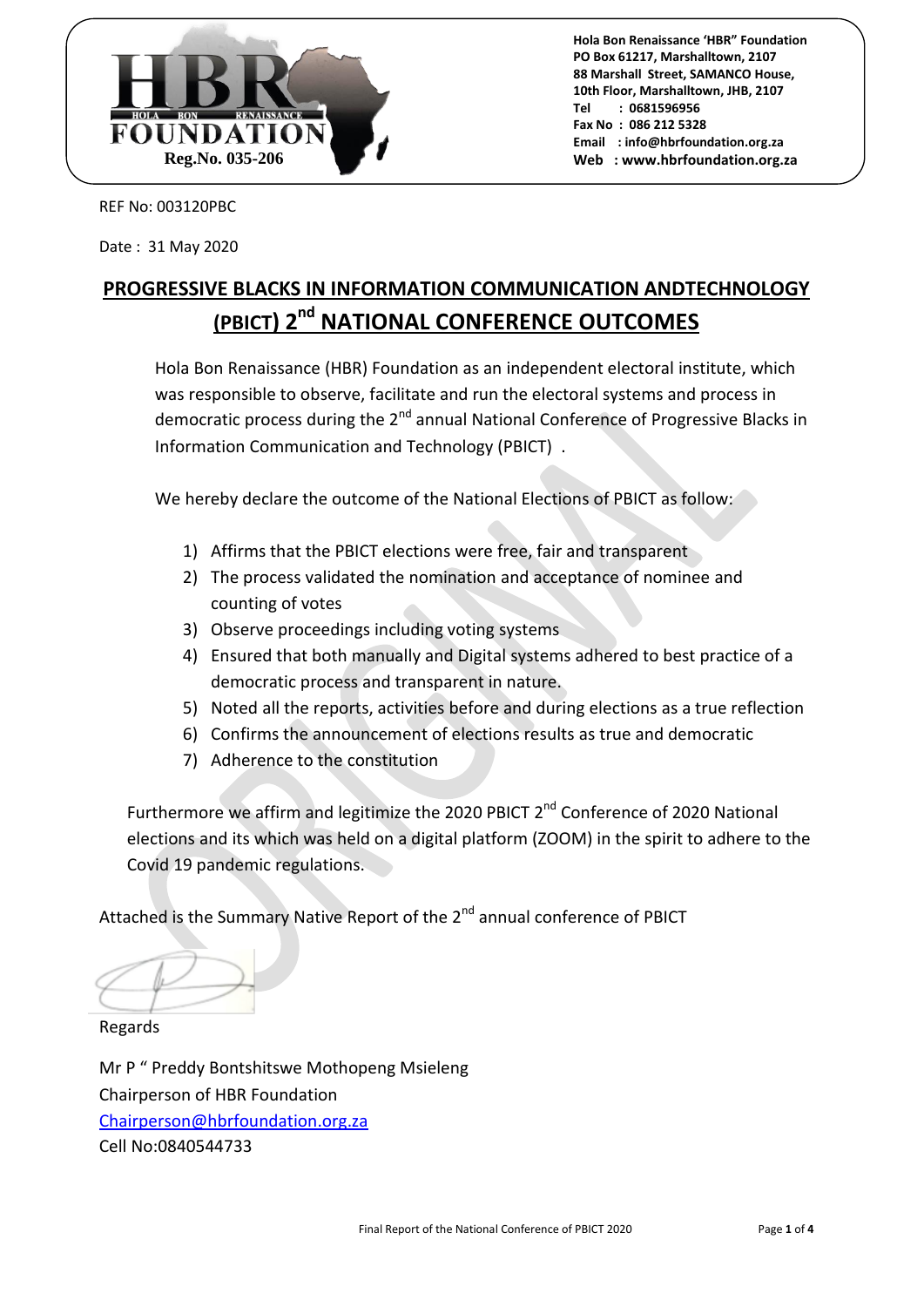HBR FOUNDATION
HOLA BON RENAISSANCE
Reg.No. 035-206

**Hola Bon Renaissance 'HBR" Foundation**
**PO Box 61217, Marshalltown, 2107**
**88 Marshall Street, SAMANCO House,**
**10th Floor, Marshalltown, JHB, 2107**
**Tel : 0681596956**
**Fax No : 086 212 5328**
**Email : info@hbrfoundation.org.za**
**Web : www.hbrfoundation.org.za**

REF No: 003120PBC

Date : 31 May 2020

# PROGRESSIVE BLACKS IN INFORMATION COMMUNICATION ANDTECHNOLOGY (PBICT) 2nd NATIONAL CONFERENCE OUTCOMES

Hola Bon Renaissance (HBR) Foundation as an independent electoral institute, which was responsible to observe, facilitate and run the electoral systems and process in democratic process during the 2nd annual National Conference of Progressive Blacks in Information Communication and Technology (PBICT) .

We hereby declare the outcome of the National Elections of PBICT as follow:

1) Affirms that the PBICT elections were free, fair and transparent
2) The process validated the nomination and acceptance of nominee and counting of votes
3) Observe proceedings including voting systems
4) Ensured that both manually and Digital systems adhered to best practice of a democratic process and transparent in nature.
5) Noted all the reports, activities before and during elections as a true reflection
6) Confirms the announcement of elections results as true and democratic
7) Adherence to the constitution

Furthermore we affirm and legitimize the 2020 PBICT 2nd Conference of 2020 National elections and its which was held on a digital platform (ZOOM) in the spirit to adhere to the Covid 19 pandemic regulations.

Attached is the Summary Native Report of the 2nd annual conference of PBICT

Regards

Mr P " Preddy Bontshitswe Mothopeng Msieleng
Chairperson of HBR Foundation
Chairperson@hbrfoundation.org.za
Cell No:0840544733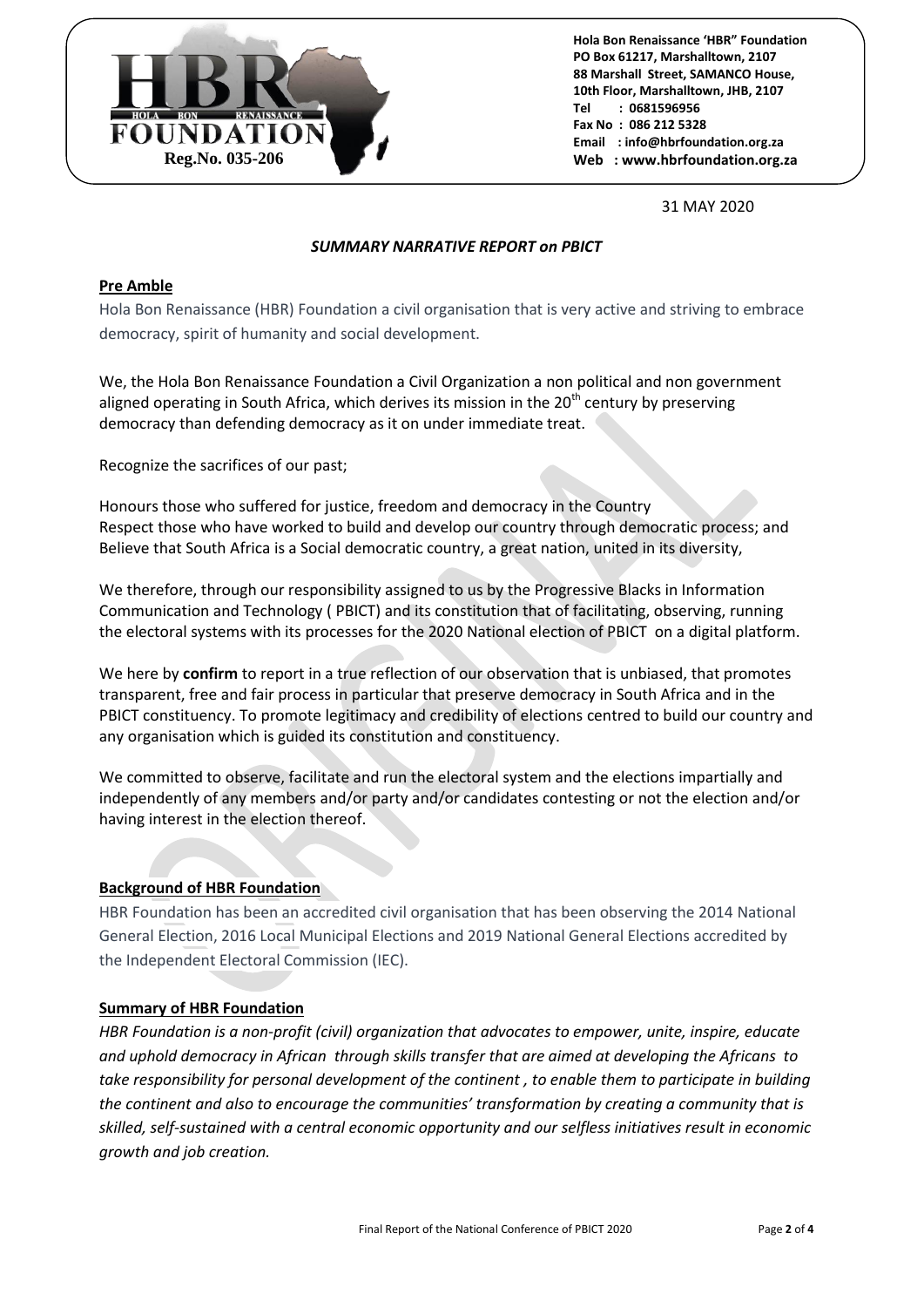Hola Bon Renaissance 'HBR" Foundation
PO Box 61217, Marshalltown, 2107
88 Marshall Street, SAMANCO House,
10th Floor, Marshalltown, JHB, 2107
Tel : 0681596956
Fax No : 086 212 5328
Email : info@hbrfoundation.org.za
Web : www.hbrfoundation.org.za

HBR FOUNDATION
Reg.No. 035-206

31 MAY 2020

***SUMMARY NARRATIVE REPORT on PBICT***

## Pre Amble

Hola Bon Renaissance (HBR) Foundation a civil organisation that is very active and striving to embrace democracy, spirit of humanity and social development.

We, the Hola Bon Renaissance Foundation a Civil Organization a non political and non government aligned operating in South Africa, which derives its mission in the 20th century by preserving democracy than defending democracy as it on under immediate treat.

Recognize the sacrifices of our past;

Honours those who suffered for justice, freedom and democracy in the Country
Respect those who have worked to build and develop our country through democratic process; and
Believe that South Africa is a Social democratic country, a great nation, united in its diversity,

We therefore, through our responsibility assigned to us by the Progressive Blacks in Information Communication and Technology ( PBICT) and its constitution that of facilitating, observing, running the electoral systems with its processes for the 2020 National election of PBICT on a digital platform.

We here by **confirm** to report in a true reflection of our observation that is unbiased, that promotes transparent, free and fair process in particular that preserve democracy in South Africa and in the PBICT constituency. To promote legitimacy and credibility of elections centred to build our country and any organisation which is guided its constitution and constituency.

We committed to observe, facilitate and run the electoral system and the elections impartially and independently of any members and/or party and/or candidates contesting or not the election and/or having interest in the election thereof.

## Background of HBR Foundation

HBR Foundation has been an accredited civil organisation that has been observing the 2014 National General Election, 2016 Local Municipal Elections and 2019 National General Elections accredited by the Independent Electoral Commission (IEC).

## Summary of HBR Foundation

*HBR Foundation is a non-profit (civil) organization that advocates to empower, unite, inspire, educate and uphold democracy in African through skills transfer that are aimed at developing the Africans to take responsibility for personal development of the continent , to enable them to participate in building the continent and also to encourage the communities' transformation by creating a community that is skilled, self-sustained with a central economic opportunity and our selfless initiatives result in economic growth and job creation.*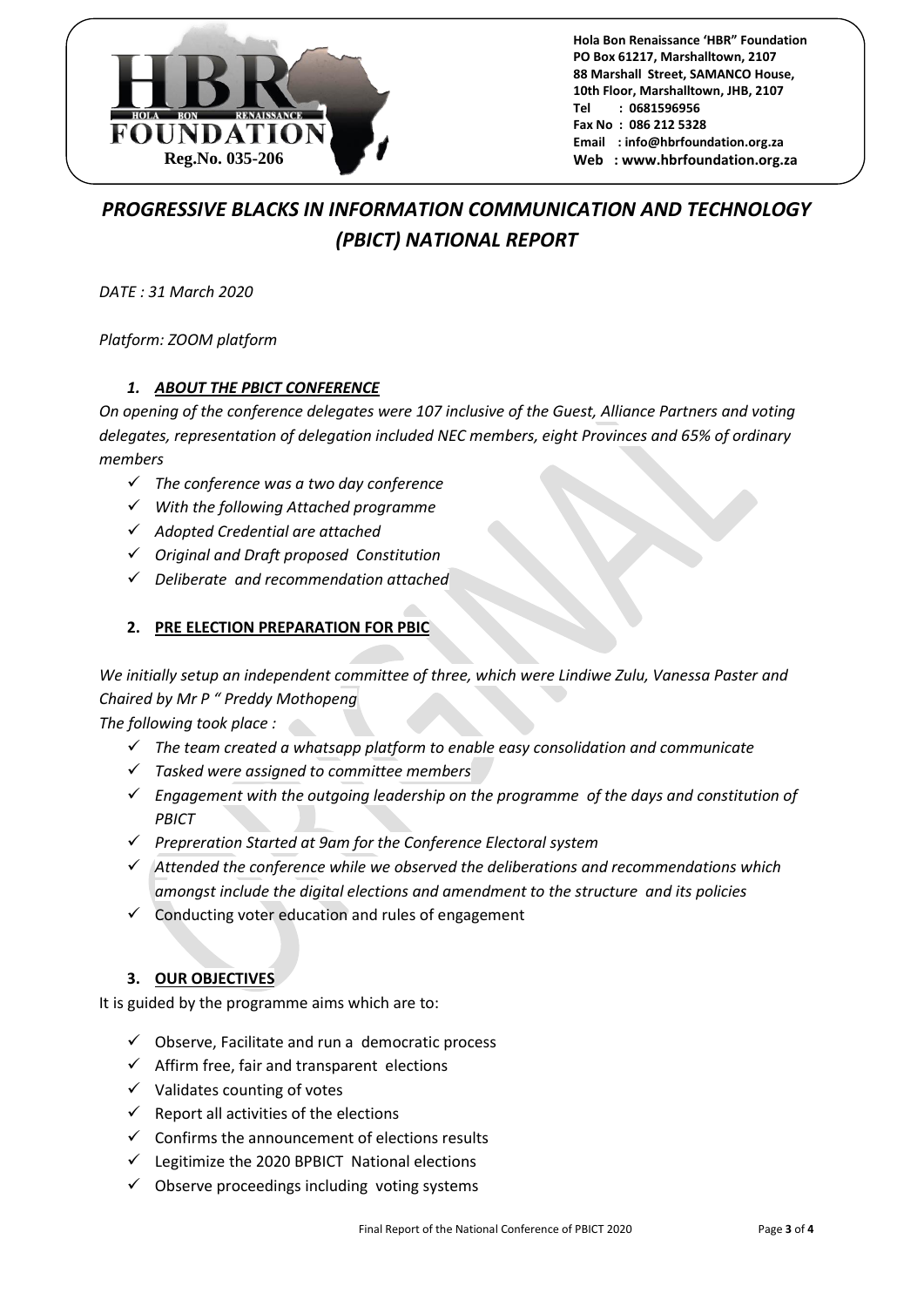**Hola Bon Renaissance 'HBR" Foundation**
**PO Box 61217, Marshalltown, 2107**
**88 Marshall Street, SAMANCO House,**
**10th Floor, Marshalltown, JHB, 2107**
**Tel : 0681596956**
**Fax No : 086 212 5328**
**Email : info@hbrfoundation.org.za**
**Web : www.hbrfoundation.org.za**

**HBR FOUNDATION** — HOLA BON RENAISSANCE — **Reg.No. 035-206**

# *PROGRESSIVE BLACKS IN INFORMATION COMMUNICATION AND TECHNOLOGY (PBICT) NATIONAL REPORT*

*DATE : 31 March 2020*

*Platform: ZOOM platform*

## *1. ABOUT THE PBICT CONFERENCE*

*On opening of the conference delegates were 107 inclusive of the Guest, Alliance Partners and voting delegates, representation of delegation included NEC members, eight Provinces and 65% of ordinary members*

- ✓ *The conference was a two day conference*
- ✓ *With the following Attached programme*
- ✓ *Adopted Credential are attached*
- ✓ *Original and Draft proposed Constitution*
- ✓ *Deliberate and recommendation attached*

## 2. PRE ELECTION PREPARATION FOR PBIC

*We initially setup an independent committee of three, which were Lindiwe Zulu, Vanessa Paster and Chaired by Mr P " Preddy Mothopeng*

*The following took place :*

- ✓ *The team created a whatsapp platform to enable easy consolidation and communicate*
- ✓ *Tasked were assigned to committee members*
- ✓ *Engagement with the outgoing leadership on the programme of the days and constitution of PBICT*
- ✓ *Prepreration Started at 9am for the Conference Electoral system*
- ✓ *Attended the conference while we observed the deliberations and recommendations which amongst include the digital elections and amendment to the structure and its policies*
- ✓ Conducting voter education and rules of engagement

## 3. OUR OBJECTIVES

It is guided by the programme aims which are to:

- ✓ Observe, Facilitate and run a democratic process
- ✓ Affirm free, fair and transparent elections
- ✓ Validates counting of votes
- ✓ Report all activities of the elections
- ✓ Confirms the announcement of elections results
- ✓ Legitimize the 2020 BPBICT National elections
- ✓ Observe proceedings including voting systems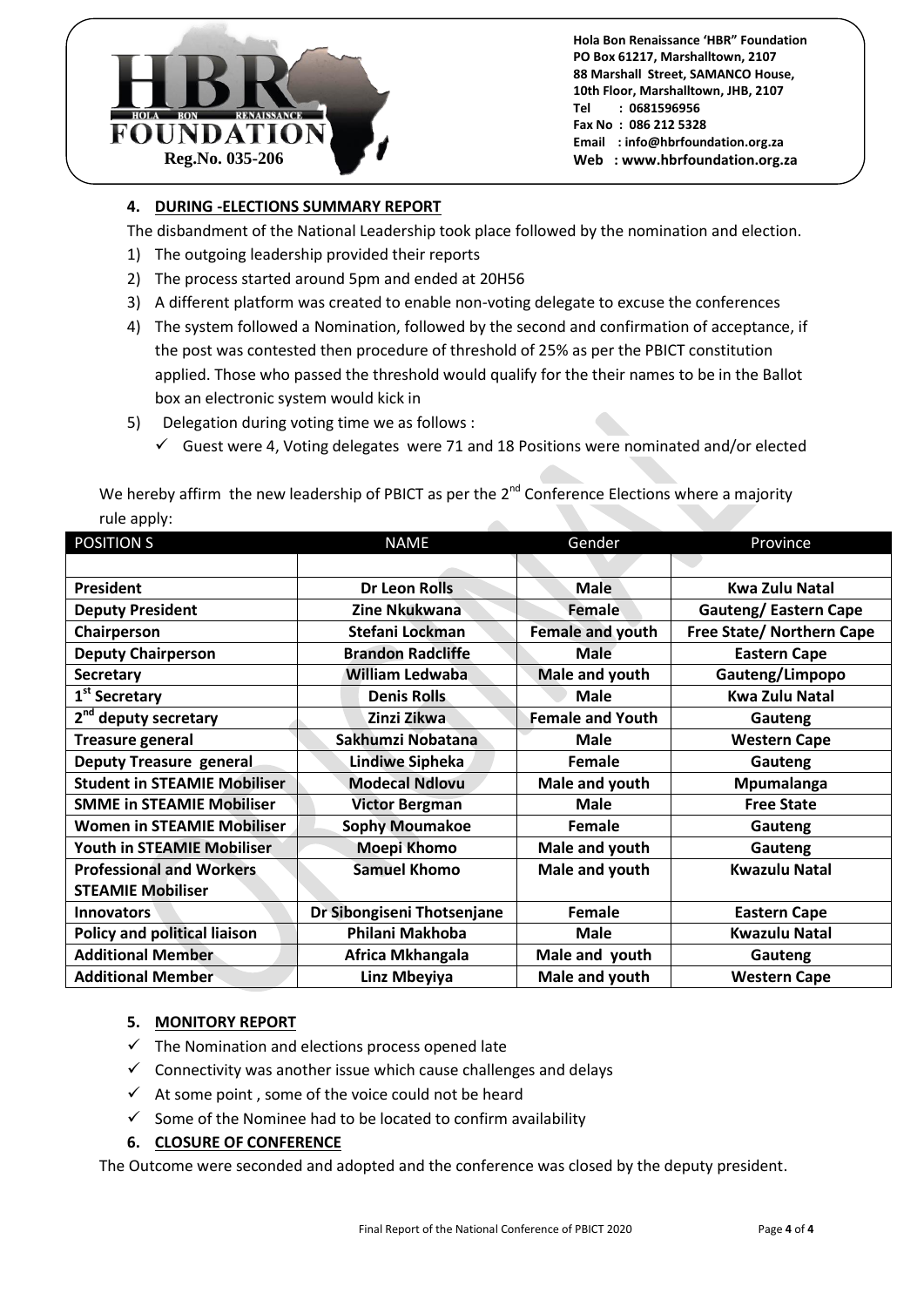Hola Bon Renaissance 'HBR" Foundation
PO Box 61217, Marshalltown, 2107
88 Marshall Street, SAMANCO House,
10th Floor, Marshalltown, JHB, 2107
Tel : 0681596956
Fax No : 086 212 5328
Email : info@hbrfoundation.org.za
Web : www.hbrfoundation.org.za

HBR FOUNDATION Reg.No. 035-206

## 4. DURING -ELECTIONS SUMMARY REPORT

The disbandment of the National Leadership took place followed by the nomination and election.

1) The outgoing leadership provided their reports
2) The process started around 5pm and ended at 20H56
3) A different platform was created to enable non-voting delegate to excuse the conferences
4) The system followed a Nomination, followed by the second and confirmation of acceptance, if the post was contested then procedure of threshold of 25% as per the PBICT constitution applied. Those who passed the threshold would qualify for the their names to be in the Ballot box an electronic system would kick in
5) Delegation during voting time we as follows :
   - ✓ Guest were 4, Voting delegates were 71 and 18 Positions were nominated and/or elected

We hereby affirm the new leadership of PBICT as per the 2[nd] Conference Elections where a majority rule apply:

| POSITION S | NAME | Gender | Province |
|---|---|---|---|
| | | | |
| **President** | **Dr Leon Rolls** | **Male** | **Kwa Zulu Natal** |
| **Deputy President** | **Zine Nkukwana** | **Female** | **Gauteng/ Eastern Cape** |
| **Chairperson** | **Stefani Lockman** | **Female and youth** | **Free State/ Northern Cape** |
| **Deputy Chairperson** | **Brandon Radcliffe** | **Male** | **Eastern Cape** |
| **Secretary** | **William Ledwaba** | **Male and youth** | **Gauteng/Limpopo** |
| **1[st] Secretary** | **Denis Rolls** | **Male** | **Kwa Zulu Natal** |
| **2[nd] deputy secretary** | **Zinzi Zikwa** | **Female and Youth** | **Gauteng** |
| **Treasure general** | **Sakhumzi Nobatana** | **Male** | **Western Cape** |
| **Deputy Treasure general** | **Lindiwe Sipheka** | **Female** | **Gauteng** |
| **Student in STEAMIE Mobiliser** | **Modecal Ndlovu** | **Male and youth** | **Mpumalanga** |
| **SMME in STEAMIE Mobiliser** | **Victor Bergman** | **Male** | **Free State** |
| **Women in STEAMIE Mobiliser** | **Sophy Moumakoe** | **Female** | **Gauteng** |
| **Youth in STEAMIE Mobiliser** | **Moepi Khomo** | **Male and youth** | **Gauteng** |
| **Professional and Workers STEAMIE Mobiliser** | **Samuel Khomo** | **Male and youth** | **Kwazulu Natal** |
| **Innovators** | **Dr Sibongiseni Thotsenjane** | **Female** | **Eastern Cape** |
| **Policy and political liaison** | **Philani Makhoba** | **Male** | **Kwazulu Natal** |
| **Additional Member** | **Africa Mkhangala** | **Male and youth** | **Gauteng** |
| **Additional Member** | **Linz Mbeyiya** | **Male and youth** | **Western Cape** |

## 5. MONITORY REPORT

- ✓ The Nomination and elections process opened late
- ✓ Connectivity was another issue which cause challenges and delays
- ✓ At some point , some of the voice could not be heard
- ✓ Some of the Nominee had to be located to confirm availability

## 6. CLOSURE OF CONFERENCE

The Outcome were seconded and adopted and the conference was closed by the deputy president.